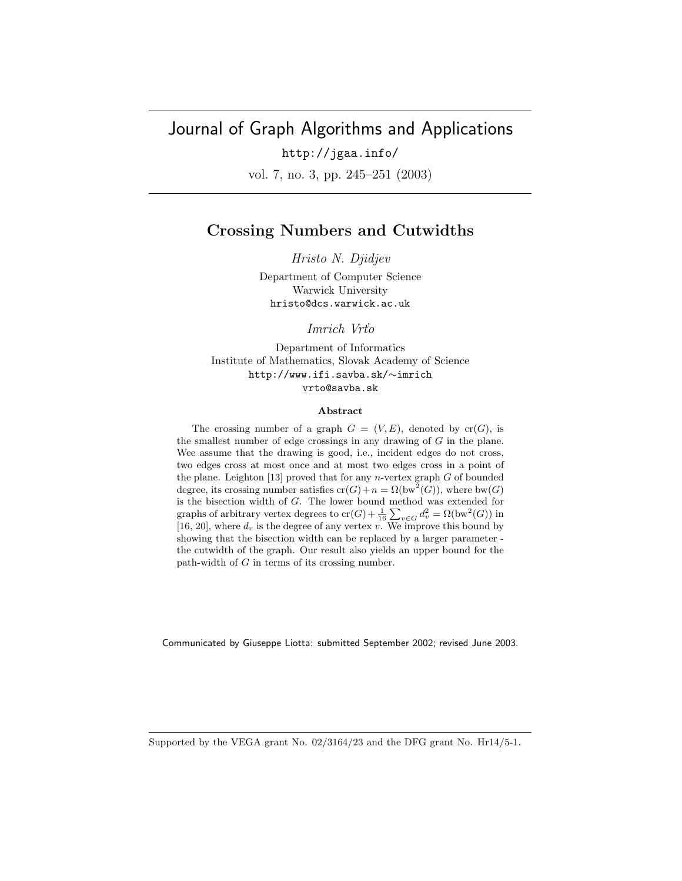# Crossing Numbers and Cutwidths

*Hristo N. Djidjev*

Department of Computer Science
Warwick University
hristo@dcs.warwick.ac.uk

*Imrich Vrt'o*

Department of Informatics
Institute of Mathematics, Slovak Academy of Science
http://www.ifi.savba.sk/∼imrich
vrto@savba.sk

### Abstract

The crossing number of a graph $G = (V, E)$, denoted by $\mathrm{cr}(G)$, is the smallest number of edge crossings in any drawing of $G$ in the plane. Wee assume that the drawing is good, i.e., incident edges do not cross, two edges cross at most once and at most two edges cross in a point of the plane. Leighton [13] proved that for any $n$-vertex graph $G$ of bounded degree, its crossing number satisfies $\mathrm{cr}(G)+n = \Omega(\mathrm{bw}^2(G))$, where $\mathrm{bw}(G)$ is the bisection width of $G$. The lower bound method was extended for graphs of arbitrary vertex degrees to $\mathrm{cr}(G) + \frac{1}{16}\sum_{v\in G} d_v^2 = \Omega(\mathrm{bw}^2(G))$ in [16, 20], where $d_v$ is the degree of any vertex $v$. We improve this bound by showing that the bisection width can be replaced by a larger parameter - the cutwidth of the graph. Our result also yields an upper bound for the path-width of $G$ in terms of its crossing number.

Communicated by Giuseppe Liotta: submitted September 2002; revised June 2003.

---

Supported by the VEGA grant No. 02/3164/23 and the DFG grant No. Hr14/5-1.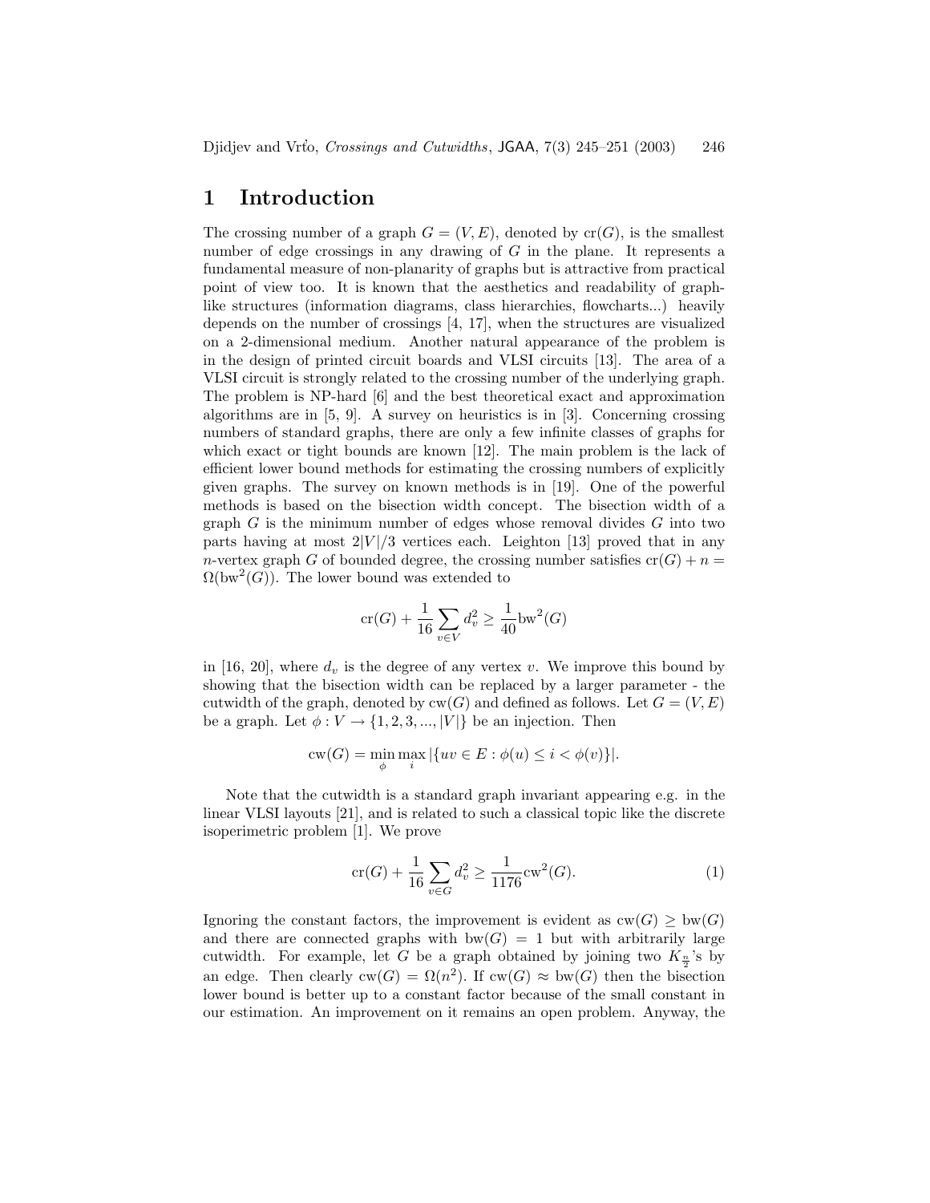# 1 Introduction

The crossing number of a graph $G = (V, E)$, denoted by $\mathrm{cr}(G)$, is the smallest number of edge crossings in any drawing of $G$ in the plane. It represents a fundamental measure of non-planarity of graphs but is attractive from practical point of view too. It is known that the aesthetics and readability of graph-like structures (information diagrams, class hierarchies, flowcharts...) heavily depends on the number of crossings [4, 17], when the structures are visualized on a 2-dimensional medium. Another natural appearance of the problem is in the design of printed circuit boards and VLSI circuits [13]. The area of a VLSI circuit is strongly related to the crossing number of the underlying graph. The problem is NP-hard [6] and the best theoretical exact and approximation algorithms are in [5, 9]. A survey on heuristics is in [3]. Concerning crossing numbers of standard graphs, there are only a few infinite classes of graphs for which exact or tight bounds are known [12]. The main problem is the lack of efficient lower bound methods for estimating the crossing numbers of explicitly given graphs. The survey on known methods is in [19]. One of the powerful methods is based on the bisection width concept. The bisection width of a graph $G$ is the minimum number of edges whose removal divides $G$ into two parts having at most $2|V|/3$ vertices each. Leighton [13] proved that in any $n$-vertex graph $G$ of bounded degree, the crossing number satisfies $\mathrm{cr}(G) + n = \Omega(\mathrm{bw}^2(G))$. The lower bound was extended to

$$\mathrm{cr}(G) + \frac{1}{16}\sum_{v \in V} d_v^2 \geq \frac{1}{40}\mathrm{bw}^2(G)$$

in [16, 20], where $d_v$ is the degree of any vertex $v$. We improve this bound by showing that the bisection width can be replaced by a larger parameter - the cutwidth of the graph, denoted by $\mathrm{cw}(G)$ and defined as follows. Let $G = (V, E)$ be a graph. Let $\phi : V \to \{1, 2, 3, ..., |V|\}$ be an injection. Then

$$\mathrm{cw}(G) = \min_{\phi} \max_{i} |\{uv \in E : \phi(u) \leq i < \phi(v)\}|.$$

Note that the cutwidth is a standard graph invariant appearing e.g. in the linear VLSI layouts [21], and is related to such a classical topic like the discrete isoperimetric problem [1]. We prove

$$\mathrm{cr}(G) + \frac{1}{16}\sum_{v \in G} d_v^2 \geq \frac{1}{1176}\mathrm{cw}^2(G). \tag{1}$$

Ignoring the constant factors, the improvement is evident as $\mathrm{cw}(G) \geq \mathrm{bw}(G)$ and there are connected graphs with $\mathrm{bw}(G) = 1$ but with arbitrarily large cutwidth. For example, let $G$ be a graph obtained by joining two $K_{\frac{n}{2}}$'s by an edge. Then clearly $\mathrm{cw}(G) = \Omega(n^2)$. If $\mathrm{cw}(G) \approx \mathrm{bw}(G)$ then the bisection lower bound is better up to a constant factor because of the small constant in our estimation. An improvement on it remains an open problem. Anyway, the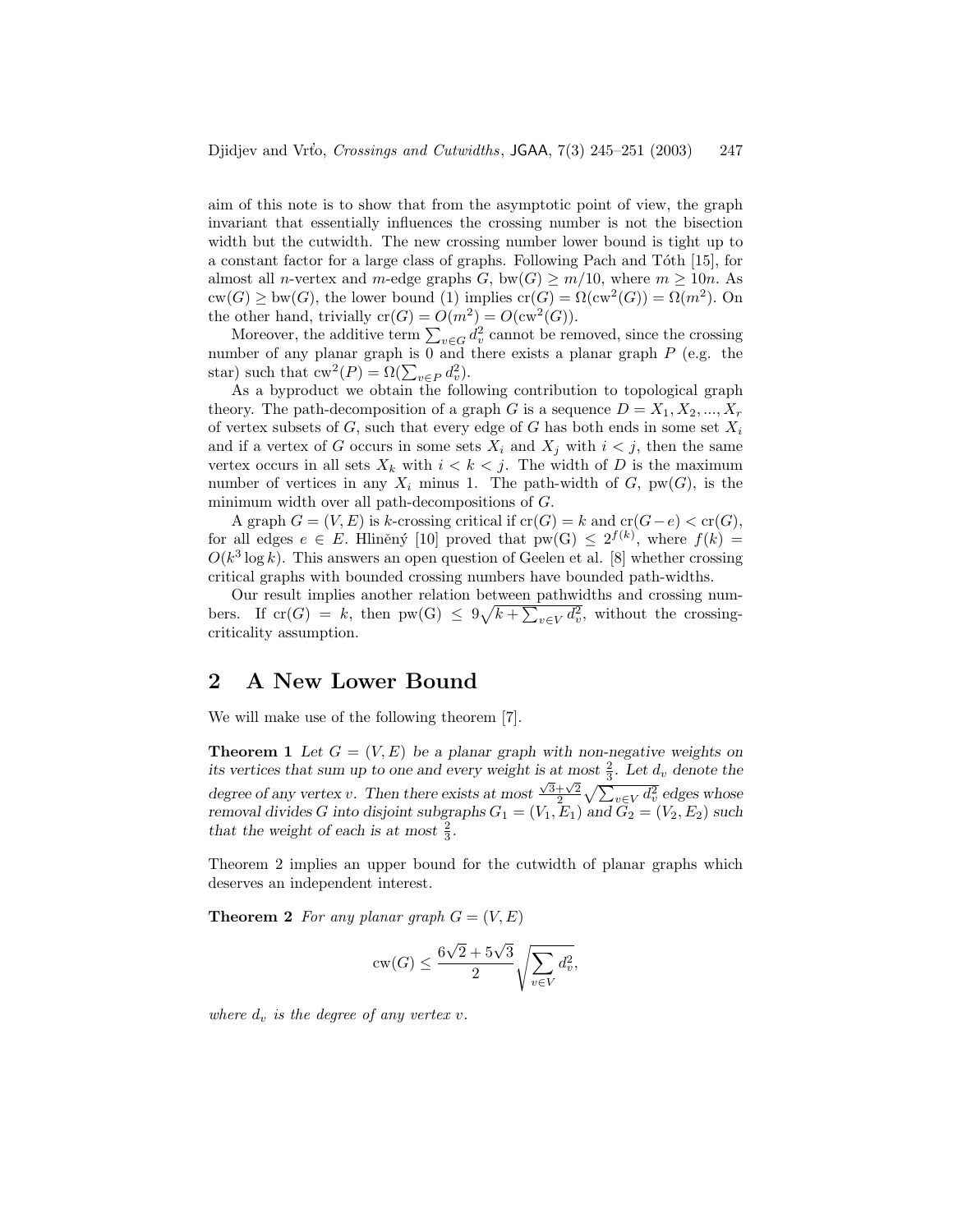aim of this note is to show that from the asymptotic point of view, the graph invariant that essentially influences the crossing number is not the bisection width but the cutwidth. The new crossing number lower bound is tight up to a constant factor for a large class of graphs. Following Pach and Tóth [15], for almost all $n$-vertex and $m$-edge graphs $G$, $\mathrm{bw}(G) \geq m/10$, where $m \geq 10n$. As $\mathrm{cw}(G) \geq \mathrm{bw}(G)$, the lower bound (1) implies $\mathrm{cr}(G) = \Omega(\mathrm{cw}^2(G)) = \Omega(m^2)$. On the other hand, trivially $\mathrm{cr}(G) = O(m^2) = O(\mathrm{cw}^2(G))$.

Moreover, the additive term $\sum_{v \in G} d_v^2$ cannot be removed, since the crossing number of any planar graph is 0 and there exists a planar graph $P$ (e.g. the star) such that $\mathrm{cw}^2(P) = \Omega(\sum_{v \in P} d_v^2)$.

As a byproduct we obtain the following contribution to topological graph theory. The path-decomposition of a graph $G$ is a sequence $D = X_1, X_2, ..., X_r$ of vertex subsets of $G$, such that every edge of $G$ has both ends in some set $X_i$ and if a vertex of $G$ occurs in some sets $X_i$ and $X_j$ with $i < j$, then the same vertex occurs in all sets $X_k$ with $i < k < j$. The width of $D$ is the maximum number of vertices in any $X_i$ minus 1. The path-width of $G$, $\mathrm{pw}(G)$, is the minimum width over all path-decompositions of $G$.

A graph $G = (V, E)$ is $k$-crossing critical if $\mathrm{cr}(G) = k$ and $\mathrm{cr}(G - e) < \mathrm{cr}(G)$, for all edges $e \in E$. Hliněný [10] proved that $\mathrm{pw(G)} \leq 2^{f(k)}$, where $f(k) = O(k^3 \log k)$. This answers an open question of Geelen et al. [8] whether crossing critical graphs with bounded crossing numbers have bounded path-widths.

Our result implies another relation between pathwidths and crossing numbers. If $\mathrm{cr}(G) = k$, then $\mathrm{pw(G)} \leq 9\sqrt{k + \sum_{v \in V} d_v^2}$, without the crossing-criticality assumption.

## 2 A New Lower Bound

We will make use of the following theorem [7].

**Theorem 1** *Let $G = (V, E)$ be a planar graph with non-negative weights on its vertices that sum up to one and every weight is at most $\frac{2}{3}$. Let $d_v$ denote the degree of any vertex $v$. Then there exists at most $\frac{\sqrt{3}+\sqrt{2}}{2}\sqrt{\sum_{v \in V} d_v^2}$ edges whose removal divides $G$ into disjoint subgraphs $G_1 = (V_1, E_1)$ and $G_2 = (V_2, E_2)$ such that the weight of each is at most $\frac{2}{3}$.*

Theorem 2 implies an upper bound for the cutwidth of planar graphs which deserves an independent interest.

**Theorem 2** *For any planar graph $G = (V, E)$*

$$\mathrm{cw}(G) \leq \frac{6\sqrt{2} + 5\sqrt{3}}{2} \sqrt{\sum_{v \in V} d_v^2},$$

*where $d_v$ is the degree of any vertex $v$.*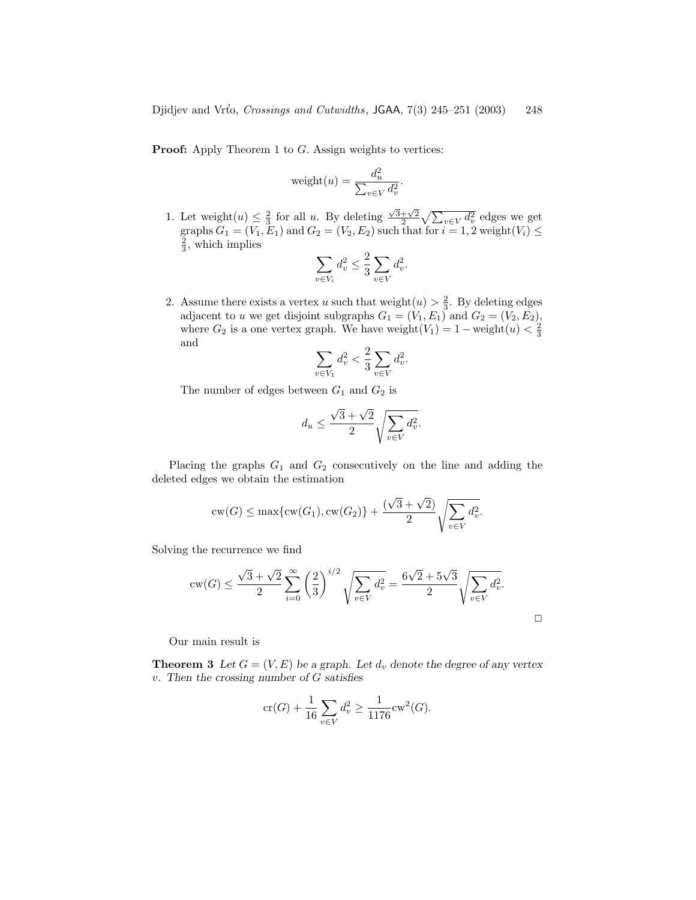**Proof:** Apply Theorem 1 to $G$. Assign weights to vertices:

$$\text{weight}(u) = \frac{d_u^2}{\sum_{v \in V} d_v^2}.$$

1. Let $\text{weight}(u) \leq \frac{2}{3}$ for all $u$. By deleting $\frac{\sqrt{3}+\sqrt{2}}{2}\sqrt{\sum_{v \in V} d_v^2}$ edges we get graphs $G_1 = (V_1, E_1)$ and $G_2 = (V_2, E_2)$ such that for $i = 1, 2$ $\text{weight}(V_i) \leq \frac{2}{3}$, which implies

$$\sum_{v \in V_i} d_v^2 \leq \frac{2}{3} \sum_{v \in V} d_v^2.$$

2. Assume there exists a vertex $u$ such that $\text{weight}(u) > \frac{2}{3}$. By deleting edges adjacent to $u$ we get disjoint subgraphs $G_1 = (V_1, E_1)$ and $G_2 = (V_2, E_2)$, where $G_2$ is a one vertex graph. We have $\text{weight}(V_1) = 1 - \text{weight}(u) < \frac{2}{3}$ and

$$\sum_{v \in V_1} d_v^2 < \frac{2}{3} \sum_{v \in V} d_v^2.$$

   The number of edges between $G_1$ and $G_2$ is

$$d_u \leq \frac{\sqrt{3}+\sqrt{2}}{2} \sqrt{\sum_{v \in V} d_v^2}.$$

Placing the graphs $G_1$ and $G_2$ consecutively on the line and adding the deleted edges we obtain the estimation

$$\text{cw}(G) \leq \max\{\text{cw}(G_1), \text{cw}(G_2)\} + \frac{(\sqrt{3}+\sqrt{2})}{2} \sqrt{\sum_{v \in V} d_v^2}.$$

Solving the recurrence we find

$$\text{cw}(G) \leq \frac{\sqrt{3}+\sqrt{2}}{2} \sum_{i=0}^{\infty} \left(\frac{2}{3}\right)^{i/2} \sqrt{\sum_{v \in V} d_v^2} = \frac{6\sqrt{2}+5\sqrt{3}}{2} \sqrt{\sum_{v \in V} d_v^2}.$$

□

Our main result is

**Theorem 3** *Let $G = (V, E)$ be a graph. Let $d_v$ denote the degree of any vertex $v$. Then the crossing number of $G$ satisfies*

$$\text{cr}(G) + \frac{1}{16} \sum_{v \in V} d_v^2 \geq \frac{1}{1176} \text{cw}^2(G).$$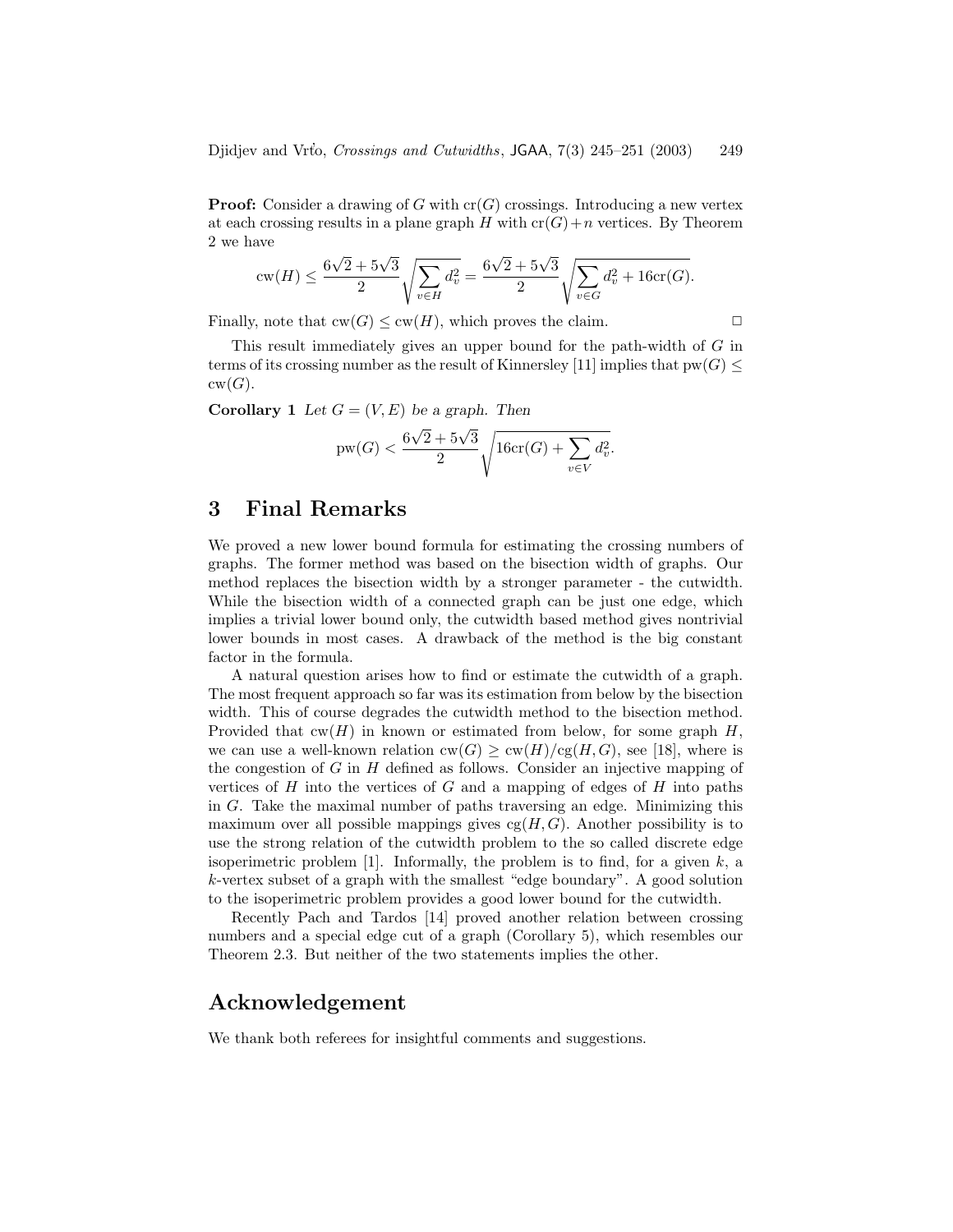**Proof:** Consider a drawing of $G$ with $\mathrm{cr}(G)$ crossings. Introducing a new vertex at each crossing results in a plane graph $H$ with $\mathrm{cr}(G)+n$ vertices. By Theorem 2 we have

$$\mathrm{cw}(H) \leq \frac{6\sqrt{2}+5\sqrt{3}}{2}\sqrt{\sum_{v\in H} d_v^2} = \frac{6\sqrt{2}+5\sqrt{3}}{2}\sqrt{\sum_{v\in G} d_v^2 + 16\mathrm{cr}(G)}.$$

Finally, note that $\mathrm{cw}(G) \leq \mathrm{cw}(H)$, which proves the claim. □

This result immediately gives an upper bound for the path-width of $G$ in terms of its crossing number as the result of Kinnersley [11] implies that $\mathrm{pw}(G) \leq \mathrm{cw}(G)$.

**Corollary 1** *Let $G = (V, E)$ be a graph. Then*

$$\mathrm{pw}(G) < \frac{6\sqrt{2}+5\sqrt{3}}{2}\sqrt{16\mathrm{cr}(G) + \sum_{v\in V} d_v^2}.$$

# 3 Final Remarks

We proved a new lower bound formula for estimating the crossing numbers of graphs. The former method was based on the bisection width of graphs. Our method replaces the bisection width by a stronger parameter - the cutwidth. While the bisection width of a connected graph can be just one edge, which implies a trivial lower bound only, the cutwidth based method gives nontrivial lower bounds in most cases. A drawback of the method is the big constant factor in the formula.

A natural question arises how to find or estimate the cutwidth of a graph. The most frequent approach so far was its estimation from below by the bisection width. This of course degrades the cutwidth method to the bisection method. Provided that $\mathrm{cw}(H)$ in known or estimated from below, for some graph $H$, we can use a well-known relation $\mathrm{cw}(G) \geq \mathrm{cw}(H)/\mathrm{cg}(H, G)$, see [18], where is the congestion of $G$ in $H$ defined as follows. Consider an injective mapping of vertices of $H$ into the vertices of $G$ and a mapping of edges of $H$ into paths in $G$. Take the maximal number of paths traversing an edge. Minimizing this maximum over all possible mappings gives $\mathrm{cg}(H, G)$. Another possibility is to use the strong relation of the cutwidth problem to the so called discrete edge isoperimetric problem [1]. Informally, the problem is to find, for a given $k$, a $k$-vertex subset of a graph with the smallest "edge boundary". A good solution to the isoperimetric problem provides a good lower bound for the cutwidth.

Recently Pach and Tardos [14] proved another relation between crossing numbers and a special edge cut of a graph (Corollary 5), which resembles our Theorem 2.3. But neither of the two statements implies the other.

# Acknowledgement

We thank both referees for insightful comments and suggestions.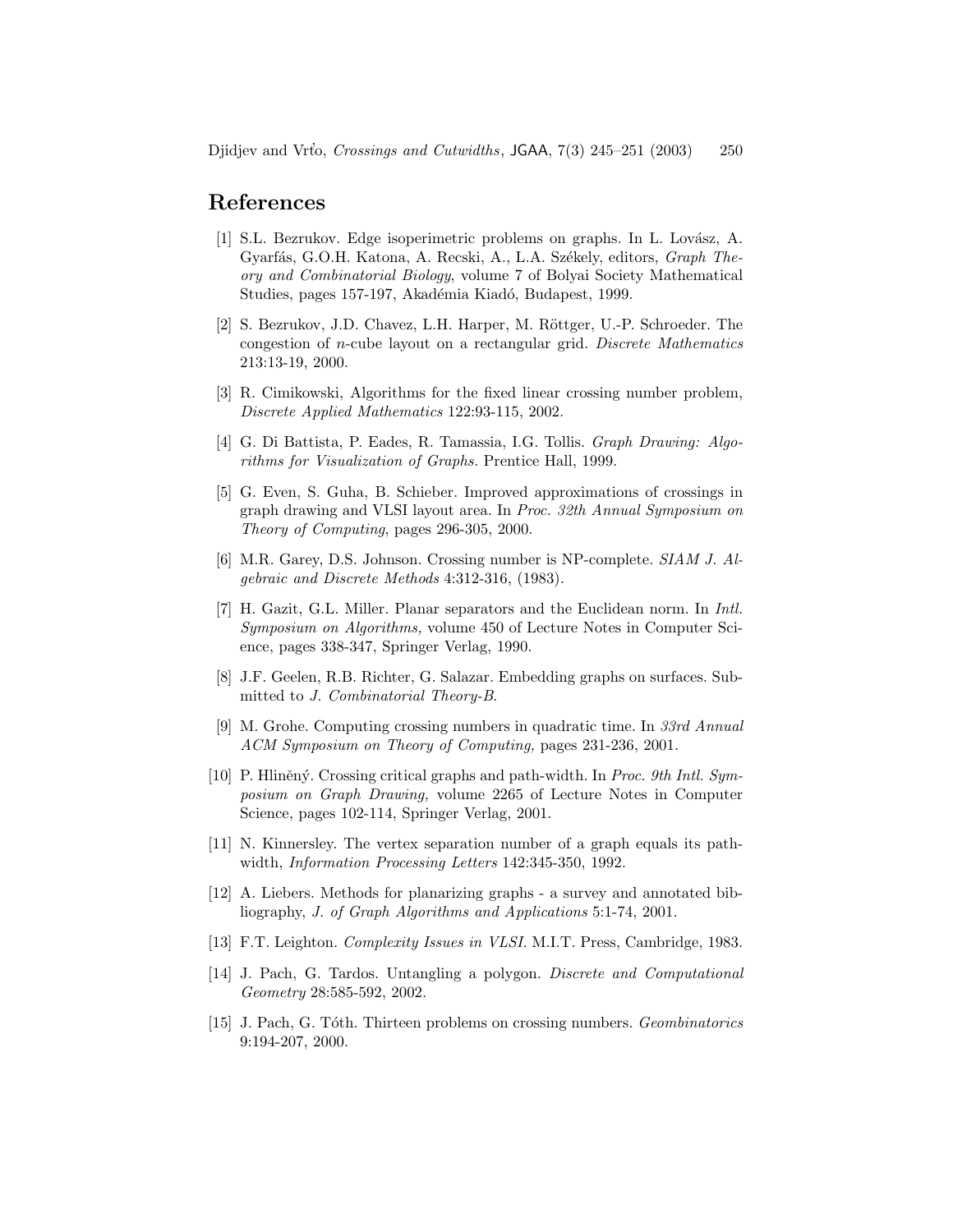## References

[1] S.L. Bezrukov. Edge isoperimetric problems on graphs. In L. Lovász, A. Gyarfás, G.O.H. Katona, A. Recski, A., L.A. Székely, editors, *Graph Theory and Combinatorial Biology*, volume 7 of Bolyai Society Mathematical Studies, pages 157-197, Akadémia Kiadó, Budapest, 1999.

[2] S. Bezrukov, J.D. Chavez, L.H. Harper, M. Röttger, U.-P. Schroeder. The congestion of $n$-cube layout on a rectangular grid. *Discrete Mathematics* 213:13-19, 2000.

[3] R. Cimikowski, Algorithms for the fixed linear crossing number problem, *Discrete Applied Mathematics* 122:93-115, 2002.

[4] G. Di Battista, P. Eades, R. Tamassia, I.G. Tollis. *Graph Drawing: Algorithms for Visualization of Graphs.* Prentice Hall, 1999.

[5] G. Even, S. Guha, B. Schieber. Improved approximations of crossings in graph drawing and VLSI layout area. In *Proc. 32th Annual Symposium on Theory of Computing*, pages 296-305, 2000.

[6] M.R. Garey, D.S. Johnson. Crossing number is NP-complete. *SIAM J. Algebraic and Discrete Methods* 4:312-316, (1983).

[7] H. Gazit, G.L. Miller. Planar separators and the Euclidean norm. In *Intl. Symposium on Algorithms,* volume 450 of Lecture Notes in Computer Science, pages 338-347, Springer Verlag, 1990.

[8] J.F. Geelen, R.B. Richter, G. Salazar. Embedding graphs on surfaces. Submitted to *J. Combinatorial Theory-B*.

[9] M. Grohe. Computing crossing numbers in quadratic time. In *33rd Annual ACM Symposium on Theory of Computing,* pages 231-236, 2001.

[10] P. Hliněný. Crossing critical graphs and path-width. In *Proc. 9th Intl. Symposium on Graph Drawing,* volume 2265 of Lecture Notes in Computer Science, pages 102-114, Springer Verlag, 2001.

[11] N. Kinnersley. The vertex separation number of a graph equals its path-width, *Information Processing Letters* 142:345-350, 1992.

[12] A. Liebers. Methods for planarizing graphs - a survey and annotated bibliography, *J. of Graph Algorithms and Applications* 5:1-74, 2001.

[13] F.T. Leighton. *Complexity Issues in VLSI.* M.I.T. Press, Cambridge, 1983.

[14] J. Pach, G. Tardos. Untangling a polygon. *Discrete and Computational Geometry* 28:585-592, 2002.

[15] J. Pach, G. Tóth. Thirteen problems on crossing numbers. *Geombinatorics* 9:194-207, 2000.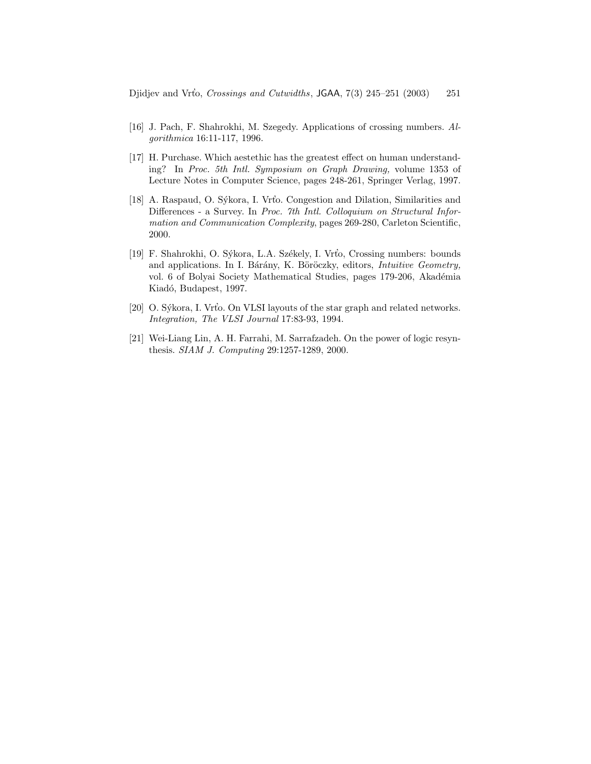[16] J. Pach, F. Shahrokhi, M. Szegedy. Applications of crossing numbers. *Algorithmica* 16:11-117, 1996.

[17] H. Purchase. Which aestethic has the greatest effect on human understanding? In *Proc. 5th Intl. Symposium on Graph Drawing,* volume 1353 of Lecture Notes in Computer Science, pages 248-261, Springer Verlag, 1997.

[18] A. Raspaud, O. Sýkora, I. Vrťo. Congestion and Dilation, Similarities and Differences - a Survey. In *Proc. 7th Intl. Colloquium on Structural Information and Communication Complexity*, pages 269-280, Carleton Scientific, 2000.

[19] F. Shahrokhi, O. Sýkora, L.A. Székely, I. Vrťo, Crossing numbers: bounds and applications. In I. Bárány, K. Böröczky, editors, *Intuitive Geometry,* vol. 6 of Bolyai Society Mathematical Studies, pages 179-206, Akadémia Kiadó, Budapest, 1997.

[20] O. Sýkora, I. Vrťo. On VLSI layouts of the star graph and related networks. *Integration, The VLSI Journal* 17:83-93, 1994.

[21] Wei-Liang Lin, A. H. Farrahi, M. Sarrafzadeh. On the power of logic resynthesis. *SIAM J. Computing* 29:1257-1289, 2000.